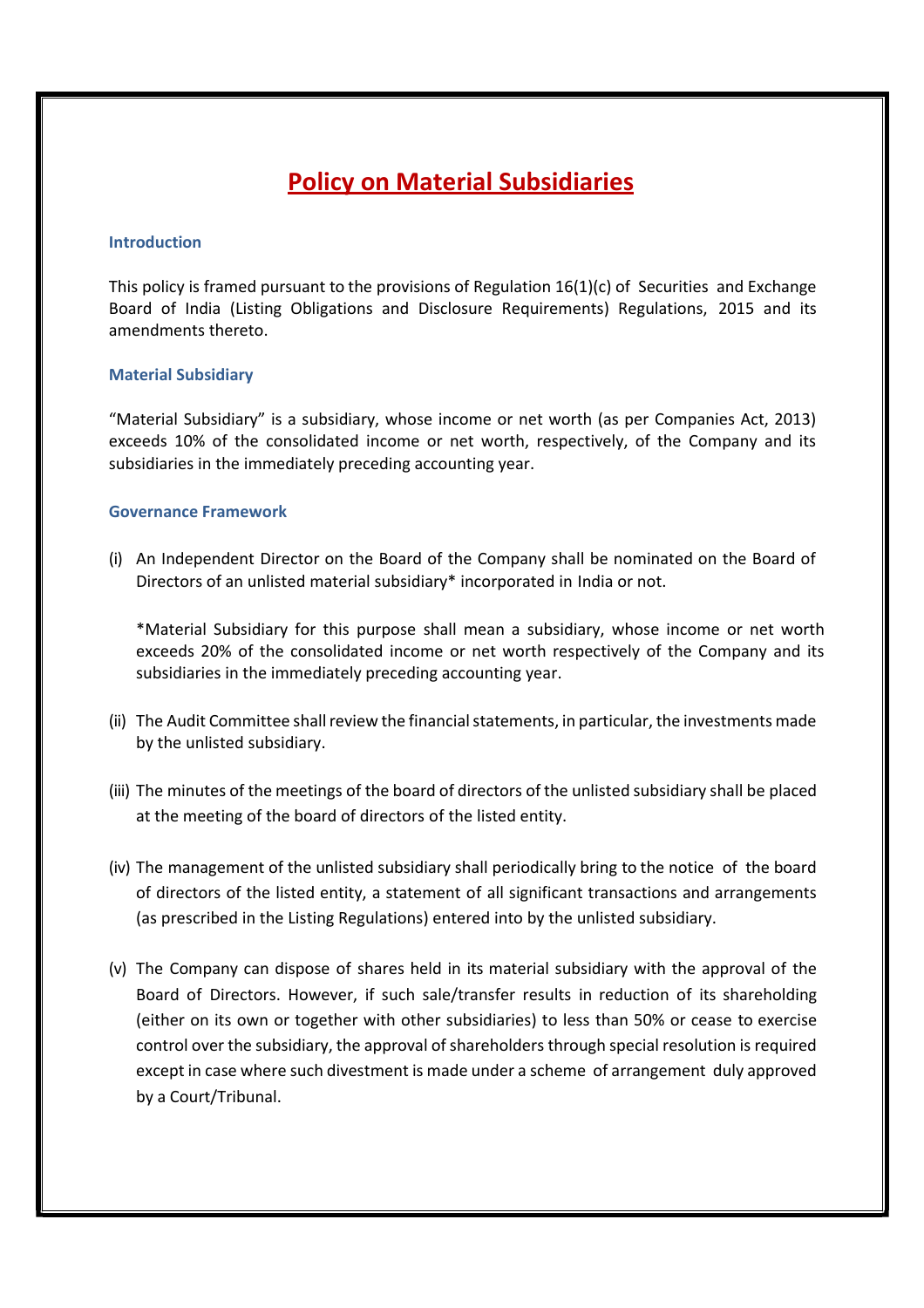# Policy on Material Subsidiaries

## Introduction

This policy is framed pursuant to the provisions of Regulation 16(1)(c) of Securities and Exchange Board of India (Listing Obligations and Disclosure Requirements) Regulations, 2015 and its amendments thereto.

## Material Subsidiary

"Material Subsidiary" is a subsidiary, whose income or net worth (as per Companies Act, 2013) exceeds 10% of the consolidated income or net worth, respectively, of the Company and its subsidiaries in the immediately preceding accounting year.

## Governance Framework

(i) An Independent Director on the Board of the Company shall be nominated on the Board of Directors of an unlisted material subsidiary* incorporated in India or not.

*Material Subsidiary for this purpose shall mean a subsidiary, whose income or net worth exceeds 20% of the consolidated income or net worth respectively of the Company and its subsidiaries in the immediately preceding accounting year.

(ii) The Audit Committee shall review the financial statements, in particular, the investments made by the unlisted subsidiary.

(iii) The minutes of the meetings of the board of directors of the unlisted subsidiary shall be placed at the meeting of the board of directors of the listed entity.

(iv) The management of the unlisted subsidiary shall periodically bring to the notice of the board of directors of the listed entity, a statement of all significant transactions and arrangements (as prescribed in the Listing Regulations) entered into by the unlisted subsidiary.

(v) The Company can dispose of shares held in its material subsidiary with the approval of the Board of Directors. However, if such sale/transfer results in reduction of its shareholding (either on its own or together with other subsidiaries) to less than 50% or cease to exercise control over the subsidiary, the approval of shareholders through special resolution is required except in case where such divestment is made under a scheme of arrangement duly approved by a Court/Tribunal.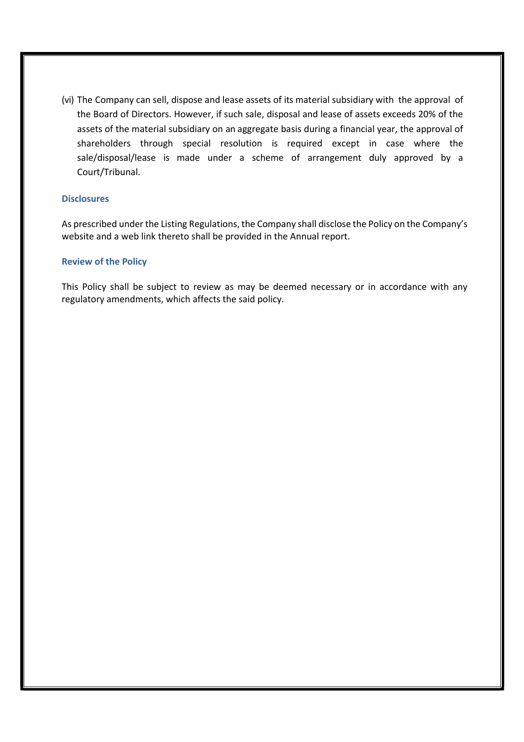(vi) The Company can sell, dispose and lease assets of its material subsidiary with the approval of the Board of Directors. However, if such sale, disposal and lease of assets exceeds 20% of the assets of the material subsidiary on an aggregate basis during a financial year, the approval of shareholders through special resolution is required except in case where the sale/disposal/lease is made under a scheme of arrangement duly approved by a Court/Tribunal.

## Disclosures

As prescribed under the Listing Regulations, the Company shall disclose the Policy on the Company's website and a web link thereto shall be provided in the Annual report.

## Review of the Policy

This Policy shall be subject to review as may be deemed necessary or in accordance with any regulatory amendments, which affects the said policy.